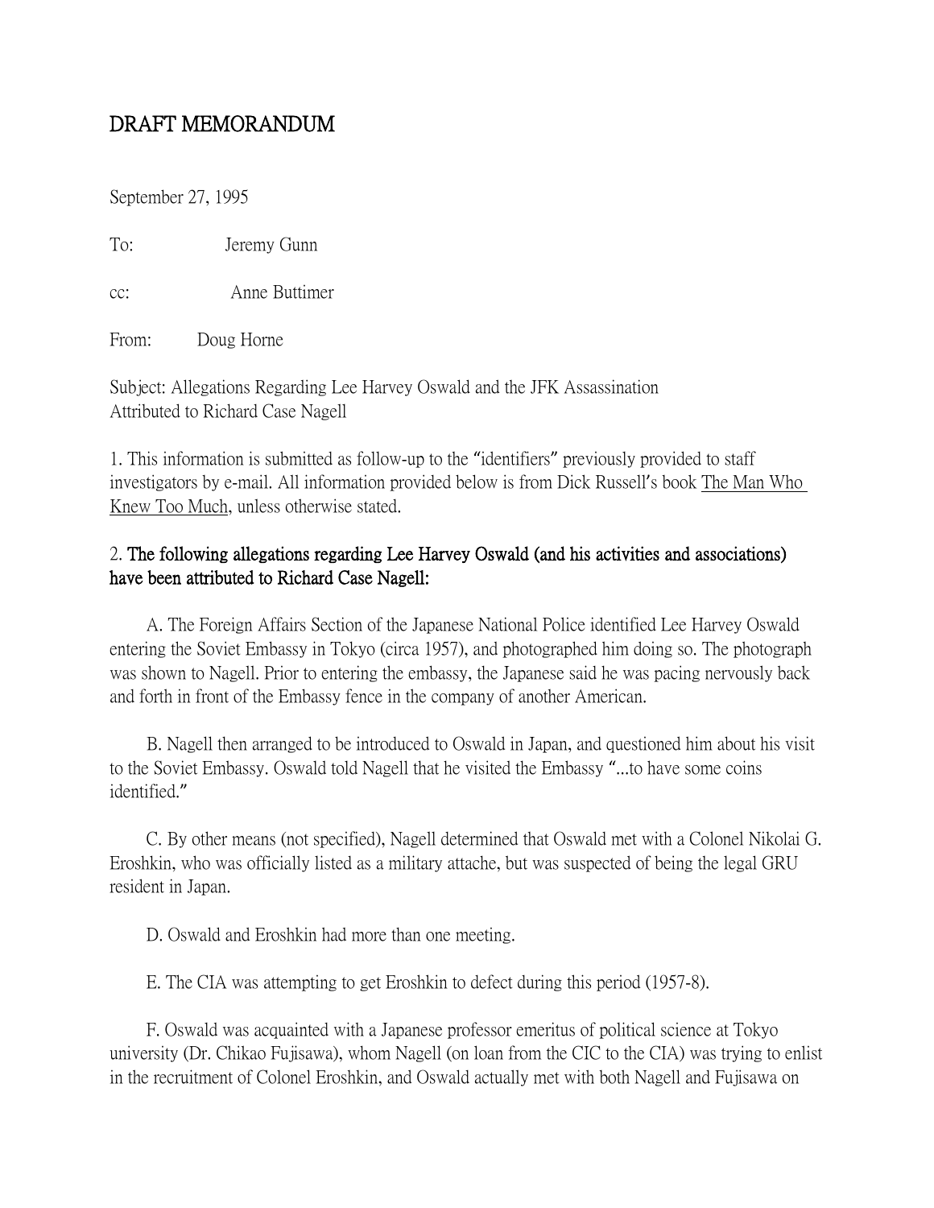# DRAFT MEMORANDUM

September 27, 1995

To: Jeremy Gunn

cc: Anne Buttimer

From: Doug Horne

Subject: Allegations Regarding Lee Harvey Oswald and the JFK Assassination Attributed to Richard Case Nagell

1. This information is submitted as follow-up to the "identifiers" previously provided to staff investigators by e-mail. All information provided below is from Dick Russell's book The Man Who Knew Too Much, unless otherwise stated.

2. **The following allegations regarding Lee Harvey Oswald (and his activities and associations) have been attributed to Richard Case Nagell:**

A. The Foreign Affairs Section of the Japanese National Police identified Lee Harvey Oswald entering the Soviet Embassy in Tokyo (circa 1957), and photographed him doing so. The photograph was shown to Nagell. Prior to entering the embassy, the Japanese said he was pacing nervously back and forth in front of the Embassy fence in the company of another American.

B. Nagell then arranged to be introduced to Oswald in Japan, and questioned him about his visit to the Soviet Embassy. Oswald told Nagell that he visited the Embassy "...to have some coins identified."

C. By other means (not specified), Nagell determined that Oswald met with a Colonel Nikolai G. Eroshkin, who was officially listed as a military attache, but was suspected of being the legal GRU resident in Japan.

D. Oswald and Eroshkin had more than one meeting.

E. The CIA was attempting to get Eroshkin to defect during this period (1957-8).

F. Oswald was acquainted with a Japanese professor emeritus of political science at Tokyo university (Dr. Chikao Fujisawa), whom Nagell (on loan from the CIC to the CIA) was trying to enlist in the recruitment of Colonel Eroshkin, and Oswald actually met with both Nagell and Fujisawa on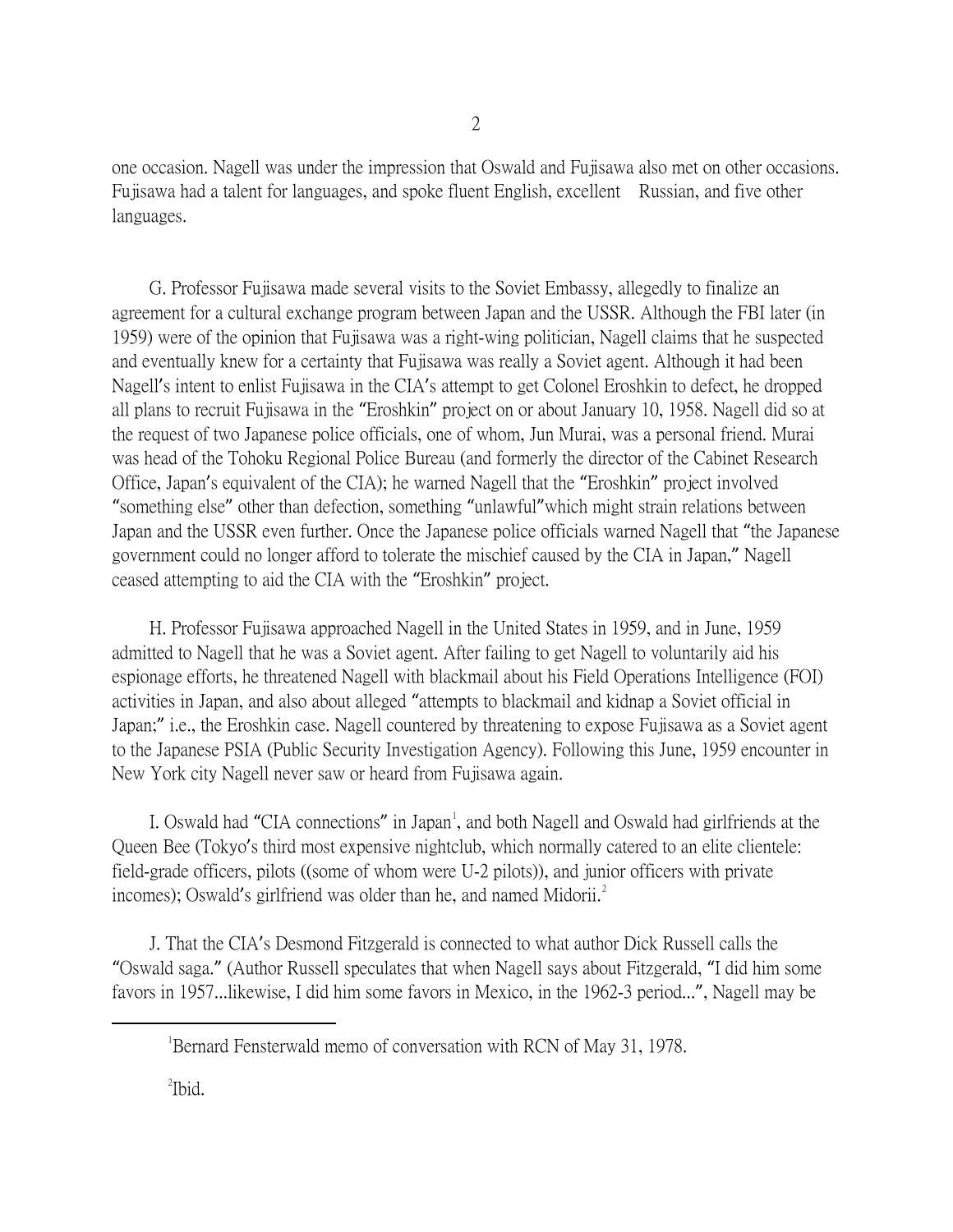one occasion. Nagell was under the impression that Oswald and Fujisawa also met on other occasions. Fujisawa had a talent for languages, and spoke fluent English, excellent Russian, and five other languages.

G. Professor Fujisawa made several visits to the Soviet Embassy, allegedly to finalize an agreement for a cultural exchange program between Japan and the USSR. Although the FBI later (in 1959) were of the opinion that Fujisawa was a right-wing politician, Nagell claims that he suspected and eventually knew for a certainty that Fujisawa was really a Soviet agent. Although it had been Nagell's intent to enlist Fujisawa in the CIA's attempt to get Colonel Eroshkin to defect, he dropped all plans to recruit Fujisawa in the "Eroshkin" project on or about January 10, 1958. Nagell did so at the request of two Japanese police officials, one of whom, Jun Murai, was a personal friend. Murai was head of the Tohoku Regional Police Bureau (and formerly the director of the Cabinet Research Office, Japan's equivalent of the CIA); he warned Nagell that the "Eroshkin" project involved "something else" other than defection, something "unlawful"which might strain relations between Japan and the USSR even further. Once the Japanese police officials warned Nagell that "the Japanese government could no longer afford to tolerate the mischief caused by the CIA in Japan," Nagell ceased attempting to aid the CIA with the "Eroshkin" project.

H. Professor Fujisawa approached Nagell in the United States in 1959, and in June, 1959 admitted to Nagell that he was a Soviet agent. After failing to get Nagell to voluntarily aid his espionage efforts, he threatened Nagell with blackmail about his Field Operations Intelligence (FOI) activities in Japan, and also about alleged "attempts to blackmail and kidnap a Soviet official in Japan;" i.e., the Eroshkin case. Nagell countered by threatening to expose Fujisawa as a Soviet agent to the Japanese PSIA (Public Security Investigation Agency). Following this June, 1959 encounter in New York city Nagell never saw or heard from Fujisawa again.

I. Oswald had "CIA connections" in Japan[1], and both Nagell and Oswald had girlfriends at the Queen Bee (Tokyo's third most expensive nightclub, which normally catered to an elite clientele: field-grade officers, pilots ((some of whom were U-2 pilots)), and junior officers with private incomes); Oswald's girlfriend was older than he, and named Midorii.[2]

J. That the CIA's Desmond Fitzgerald is connected to what author Dick Russell calls the "Oswald saga." (Author Russell speculates that when Nagell says about Fitzgerald, "I did him some favors in 1957...likewise, I did him some favors in Mexico, in the 1962-3 period...", Nagell may be

---

[1] Bernard Fensterwald memo of conversation with RCN of May 31, 1978.

[2] Ibid.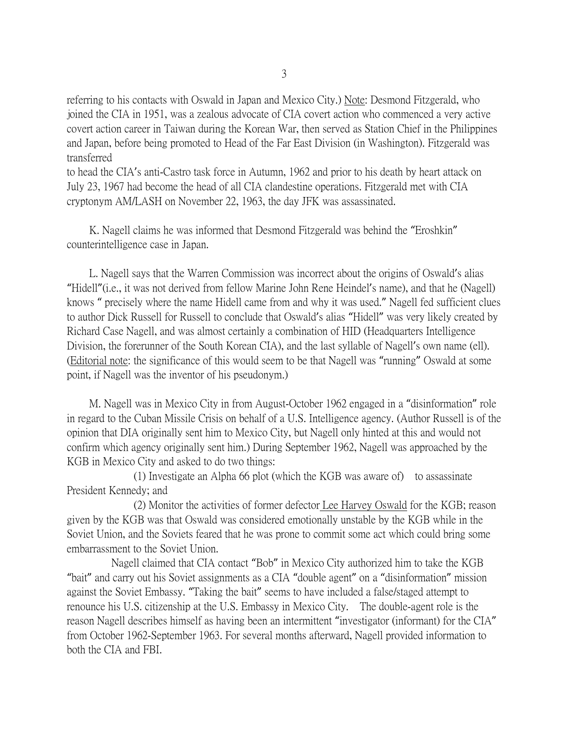referring to his contacts with Oswald in Japan and Mexico City.) Note: Desmond Fitzgerald, who joined the CIA in 1951, was a zealous advocate of CIA covert action who commenced a very active covert action career in Taiwan during the Korean War, then served as Station Chief in the Philippines and Japan, before being promoted to Head of the Far East Division (in Washington). Fitzgerald was transferred
to head the CIA's anti-Castro task force in Autumn, 1962 and prior to his death by heart attack on July 23, 1967 had become the head of all CIA clandestine operations. Fitzgerald met with CIA cryptonym AM/LASH on November 22, 1963, the day JFK was assassinated.

K. Nagell claims he was informed that Desmond Fitzgerald was behind the "Eroshkin" counterintelligence case in Japan.

L. Nagell says that the Warren Commission was incorrect about the origins of Oswald's alias "Hidell"(i.e., it was not derived from fellow Marine John Rene Heindel's name), and that he (Nagell) knows " precisely where the name Hidell came from and why it was used." Nagell fed sufficient clues to author Dick Russell for Russell to conclude that Oswald's alias "Hidell" was very likely created by Richard Case Nagell, and was almost certainly a combination of HID (Headquarters Intelligence Division, the forerunner of the South Korean CIA), and the last syllable of Nagell's own name (ell). (Editorial note: the significance of this would seem to be that Nagell was "running" Oswald at some point, if Nagell was the inventor of his pseudonym.)

M. Nagell was in Mexico City in from August-October 1962 engaged in a "disinformation" role in regard to the Cuban Missile Crisis on behalf of a U.S. Intelligence agency. (Author Russell is of the opinion that DIA originally sent him to Mexico City, but Nagell only hinted at this and would not confirm which agency originally sent him.) During September 1962, Nagell was approached by the KGB in Mexico City and asked to do two things:

(1) Investigate an Alpha 66 plot (which the KGB was aware of) to assassinate President Kennedy; and

(2) Monitor the activities of former defector Lee Harvey Oswald for the KGB; reason given by the KGB was that Oswald was considered emotionally unstable by the KGB while in the Soviet Union, and the Soviets feared that he was prone to commit some act which could bring some embarrassment to the Soviet Union.

Nagell claimed that CIA contact "Bob" in Mexico City authorized him to take the KGB "bait" and carry out his Soviet assignments as a CIA "double agent" on a "disinformation" mission against the Soviet Embassy. "Taking the bait" seems to have included a false/staged attempt to renounce his U.S. citizenship at the U.S. Embassy in Mexico City. The double-agent role is the reason Nagell describes himself as having been an intermittent "investigator (informant) for the CIA" from October 1962-September 1963. For several months afterward, Nagell provided information to both the CIA and FBI.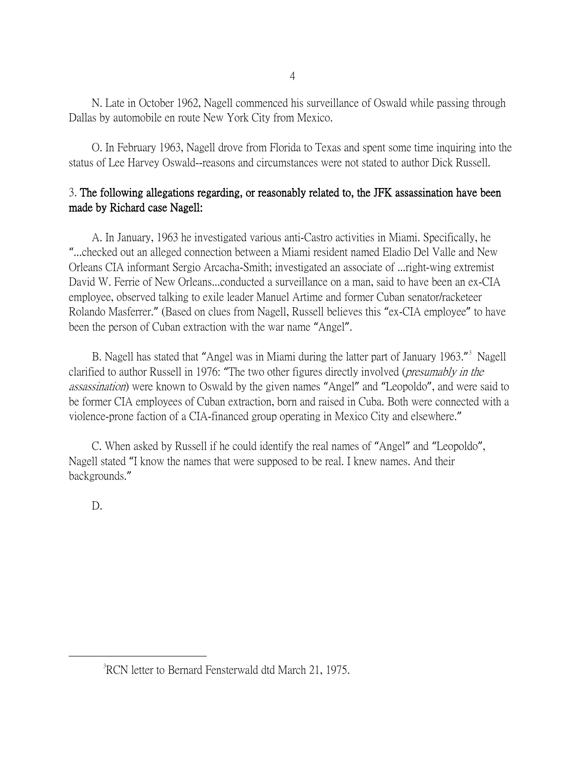N. Late in October 1962, Nagell commenced his surveillance of Oswald while passing through Dallas by automobile en route New York City from Mexico.

O. In February 1963, Nagell drove from Florida to Texas and spent some time inquiring into the status of Lee Harvey Oswald--reasons and circumstances were not stated to author Dick Russell.

3. **The following allegations regarding, or reasonably related to, the JFK assassination have been made by Richard case Nagell:**

A. In January, 1963 he investigated various anti-Castro activities in Miami. Specifically, he "...checked out an alleged connection between a Miami resident named Eladio Del Valle and New Orleans CIA informant Sergio Arcacha-Smith; investigated an associate of ...right-wing extremist David W. Ferrie of New Orleans...conducted a surveillance on a man, said to have been an ex-CIA employee, observed talking to exile leader Manuel Artime and former Cuban senator/racketeer Rolando Masferrer." (Based on clues from Nagell, Russell believes this "ex-CIA employee" to have been the person of Cuban extraction with the war name "Angel".

B. Nagell has stated that "Angel was in Miami during the latter part of January 1963."[3] Nagell clarified to author Russell in 1976: "The two other figures directly involved (*presumably in the assassination*) were known to Oswald by the given names "Angel" and "Leopoldo", and were said to be former CIA employees of Cuban extraction, born and raised in Cuba. Both were connected with a violence-prone faction of a CIA-financed group operating in Mexico City and elsewhere."

C. When asked by Russell if he could identify the real names of "Angel" and "Leopoldo", Nagell stated "I know the names that were supposed to be real. I knew names. And their backgrounds."

D.

[3] RCN letter to Bernard Fensterwald dtd March 21, 1975.